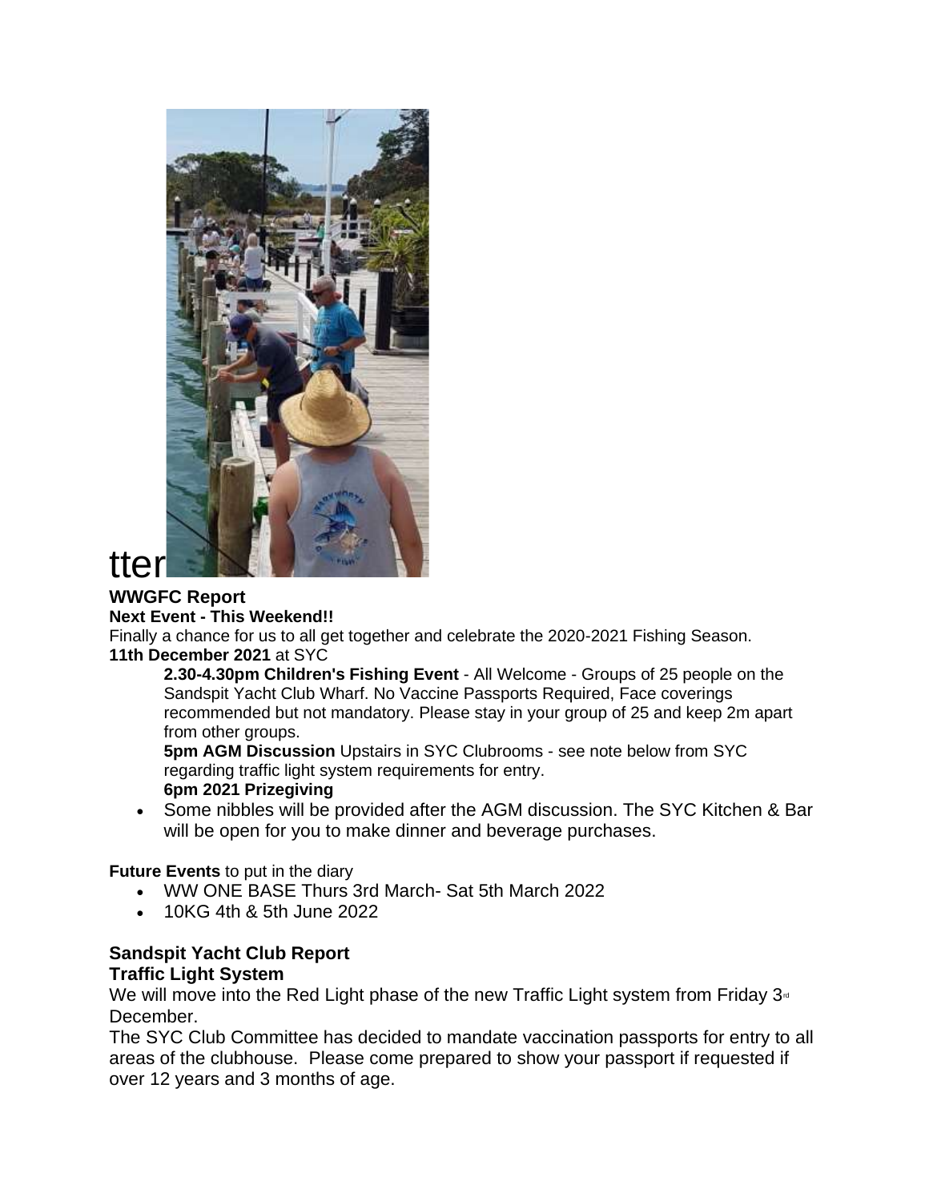tter

**WWGFC Report**

**Next Event - This Weekend!!**

Finally a chance for us to all get together and celebrate the 2020-2021 Fishing Season.

**11th December 2021** at SYC

> **2.30-4.30pm Children's Fishing Event** - All Welcome - Groups of 25 people on the Sandspit Yacht Club Wharf. No Vaccine Passports Required, Face coverings recommended but not mandatory. Please stay in your group of 25 and keep 2m apart from other groups.
>
> **5pm AGM Discussion** Upstairs in SYC Clubrooms - see note below from SYC regarding traffic light system requirements for entry.
>
> **6pm 2021 Prizegiving**

- Some nibbles will be provided after the AGM discussion. The SYC Kitchen & Bar will be open for you to make dinner and beverage purchases.

**Future Events** to put in the diary

- WW ONE BASE Thurs 3rd March- Sat 5th March 2022
- 10KG 4th & 5th June 2022

**Sandspit Yacht Club Report**

**Traffic Light System**

We will move into the Red Light phase of the new Traffic Light system from Friday 3rd December.

The SYC Club Committee has decided to mandate vaccination passports for entry to all areas of the clubhouse. Please come prepared to show your passport if requested if over 12 years and 3 months of age.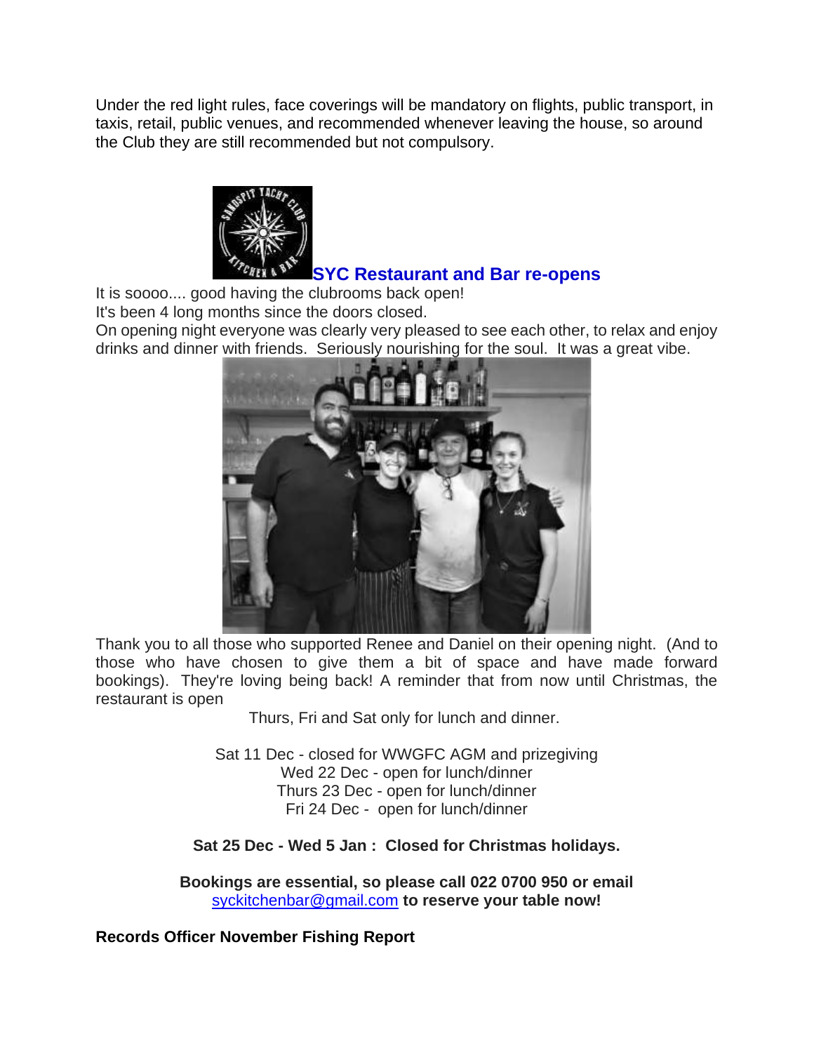Under the red light rules, face coverings will be mandatory on flights, public transport, in taxis, retail, public venues, and recommended whenever leaving the house, so around the Club they are still recommended but not compulsory.

## SYC Restaurant and Bar re-opens

It is soooo.... good having the clubrooms back open!
It's been 4 long months since the doors closed.
On opening night everyone was clearly very pleased to see each other, to relax and enjoy drinks and dinner with friends. Seriously nourishing for the soul. It was a great vibe.

Thank you to all those who supported Renee and Daniel on their opening night. (And to those who have chosen to give them a bit of space and have made forward bookings). They're loving being back! A reminder that from now until Christmas, the restaurant is open

Thurs, Fri and Sat only for lunch and dinner.

Sat 11 Dec - closed for WWGFC AGM and prizegiving
Wed 22 Dec - open for lunch/dinner
Thurs 23 Dec - open for lunch/dinner
Fri 24 Dec - open for lunch/dinner

**Sat 25 Dec - Wed 5 Jan : Closed for Christmas holidays.**

**Bookings are essential, so please call 022 0700 950 or email** syckitchenbar@gmail.com **to reserve your table now!**

**Records Officer November Fishing Report**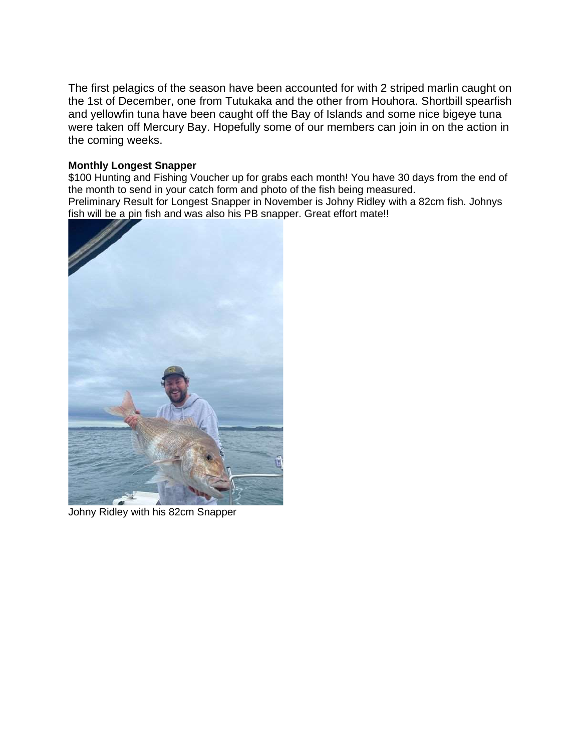The first pelagics of the season have been accounted for with 2 striped marlin caught on the 1st of December, one from Tutukaka and the other from Houhora. Shortbill spearfish and yellowfin tuna have been caught off the Bay of Islands and some nice bigeye tuna were taken off Mercury Bay. Hopefully some of our members can join in on the action in the coming weeks.

**Monthly Longest Snapper**

$100 Hunting and Fishing Voucher up for grabs each month! You have 30 days from the end of the month to send in your catch form and photo of the fish being measured.

Preliminary Result for Longest Snapper in November is Johny Ridley with a 82cm fish. Johnys fish will be a pin fish and was also his PB snapper. Great effort mate!!

Johny Ridley with his 82cm Snapper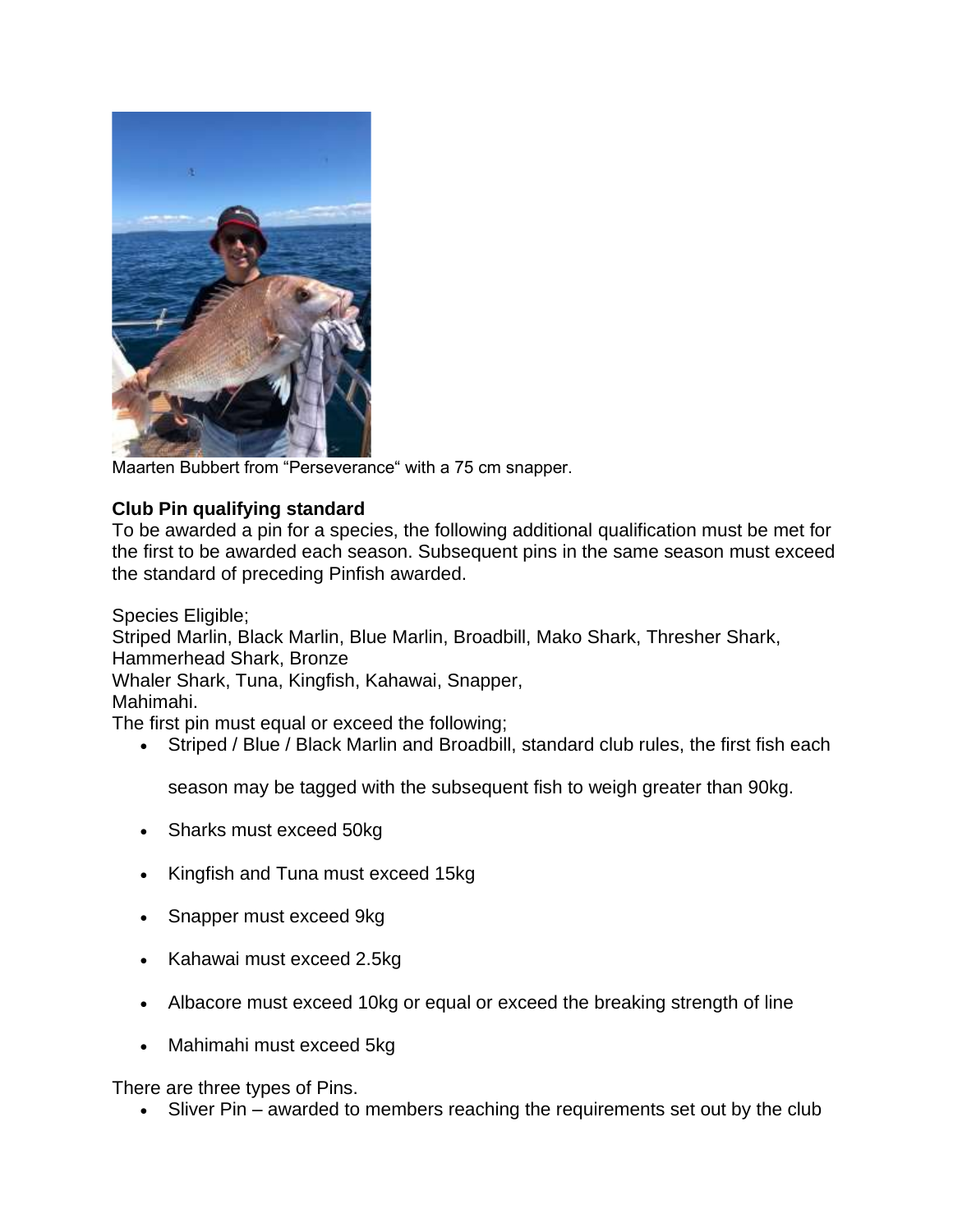Maarten Bubbert from “Perseverance“ with a 75 cm snapper.

**Club Pin qualifying standard**

To be awarded a pin for a species, the following additional qualification must be met for the first to be awarded each season. Subsequent pins in the same season must exceed the standard of preceding Pinfish awarded.

Species Eligible;
Striped Marlin, Black Marlin, Blue Marlin, Broadbill, Mako Shark, Thresher Shark, Hammerhead Shark, Bronze
Whaler Shark, Tuna, Kingfish, Kahawai, Snapper,
Mahimahi.
The first pin must equal or exceed the following;

- Striped / Blue / Black Marlin and Broadbill, standard club rules, the first fish each season may be tagged with the subsequent fish to weigh greater than 90kg.
- Sharks must exceed 50kg
- Kingfish and Tuna must exceed 15kg
- Snapper must exceed 9kg
- Kahawai must exceed 2.5kg
- Albacore must exceed 10kg or equal or exceed the breaking strength of line
- Mahimahi must exceed 5kg

There are three types of Pins.

- Sliver Pin – awarded to members reaching the requirements set out by the club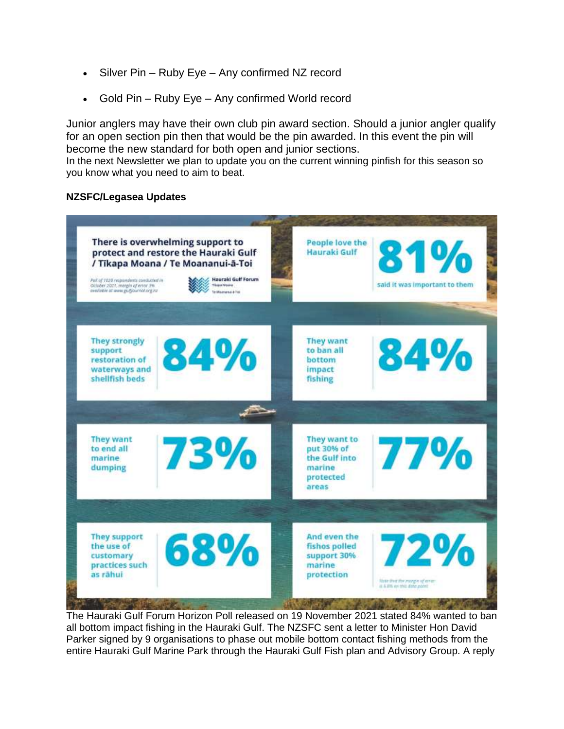- Silver Pin – Ruby Eye – Any confirmed NZ record
- Gold Pin – Ruby Eye – Any confirmed World record

Junior anglers may have their own club pin award section. Should a junior angler qualify for an open section pin then that would be the pin awarded. In this event the pin will become the new standard for both open and junior sections.
In the next Newsletter we plan to update you on the current winning pinfish for this season so you know what you need to aim to beat.

**NZSFC/Legasea Updates**

There is overwhelming support to protect and restore the Hauraki Gulf / Tīkapa Moana / Te Moananui-ā-Toi

Poll of 1020 respondents conducted in October 2021, margin of error 3% available at www.gulfjournal.org.nz

Hauraki Gulf Forum Tīkapa Moana Te Moananui-ā-Toi

People love the Hauraki Gulf **81%** said it was important to them

They strongly support restoration of waterways and shellfish beds **84%**

They want to ban all bottom impact fishing **84%**

They want to end all marine dumping **73%**

They want to put 30% of the Gulf into marine protected areas **77%**

They support the use of customary practices such as rāhui **68%**

And even the fishos polled support 30% marine protection **72%**

Note that the margin of error is 6.8% on this data point

The Hauraki Gulf Forum Horizon Poll released on 19 November 2021 stated 84% wanted to ban all bottom impact fishing in the Hauraki Gulf. The NZSFC sent a letter to Minister Hon David Parker signed by 9 organisations to phase out mobile bottom contact fishing methods from the entire Hauraki Gulf Marine Park through the Hauraki Gulf Fish plan and Advisory Group. A reply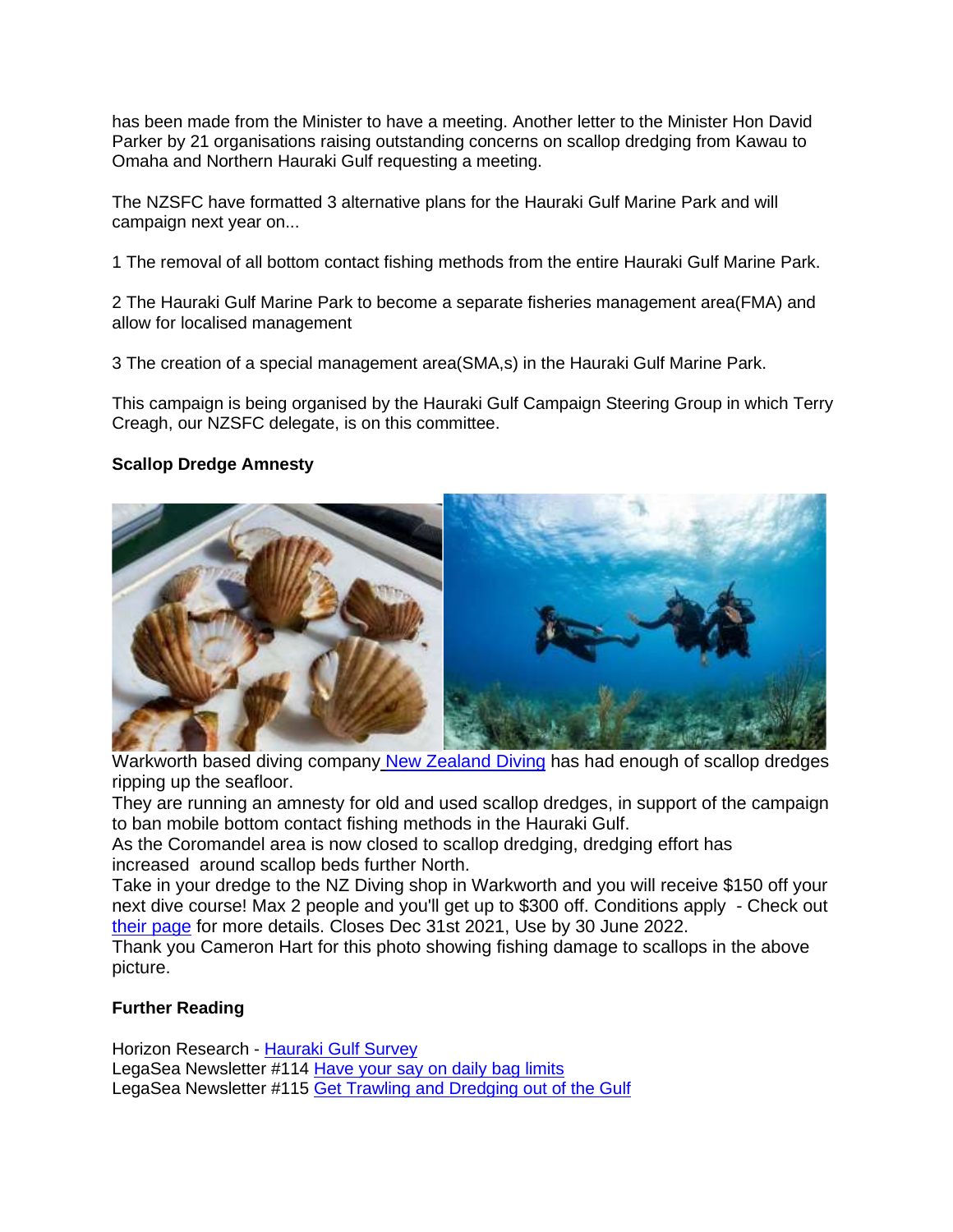has been made from the Minister to have a meeting. Another letter to the Minister Hon David Parker by 21 organisations raising outstanding concerns on scallop dredging from Kawau to Omaha and Northern Hauraki Gulf requesting a meeting.

The NZSFC have formatted 3 alternative plans for the Hauraki Gulf Marine Park and will campaign next year on...

1 The removal of all bottom contact fishing methods from the entire Hauraki Gulf Marine Park.

2 The Hauraki Gulf Marine Park to become a separate fisheries management area(FMA) and allow for localised management

3 The creation of a special management area(SMA,s) in the Hauraki Gulf Marine Park.

This campaign is being organised by the Hauraki Gulf Campaign Steering Group in which Terry Creagh, our NZSFC delegate, is on this committee.

**Scallop Dredge Amnesty**

Warkworth based diving company New Zealand Diving has had enough of scallop dredges ripping up the seafloor.
They are running an amnesty for old and used scallop dredges, in support of the campaign to ban mobile bottom contact fishing methods in the Hauraki Gulf.
As the Coromandel area is now closed to scallop dredging, dredging effort has increased around scallop beds further North.
Take in your dredge to the NZ Diving shop in Warkworth and you will receive $150 off your next dive course! Max 2 people and you'll get up to $300 off. Conditions apply - Check out their page for more details. Closes Dec 31st 2021, Use by 30 June 2022.
Thank you Cameron Hart for this photo showing fishing damage to scallops in the above picture.

**Further Reading**

Horizon Research - Hauraki Gulf Survey
LegaSea Newsletter #114 Have your say on daily bag limits
LegaSea Newsletter #115 Get Trawling and Dredging out of the Gulf